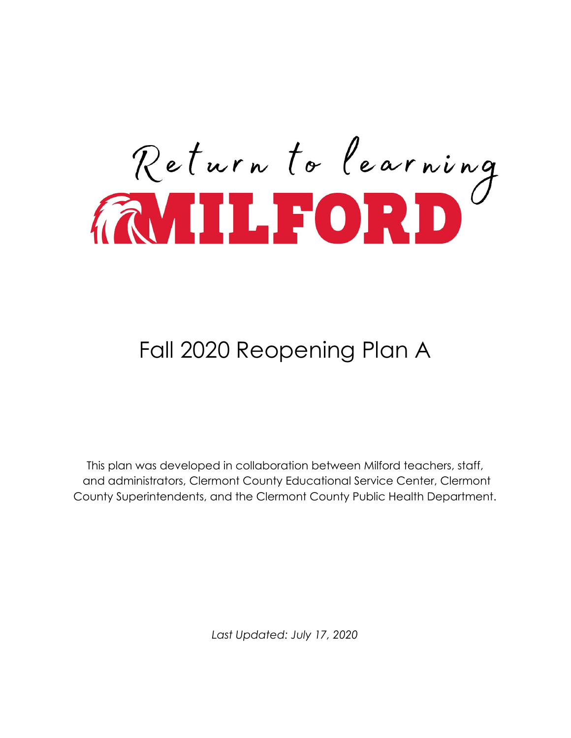Return to learning

# MILFORD

## Fall 2020 Reopening Plan A

This plan was developed in collaboration between Milford teachers, staff, and administrators, Clermont County Educational Service Center, Clermont County Superintendents, and the Clermont County Public Health Department.

*Last Updated: July 17, 2020*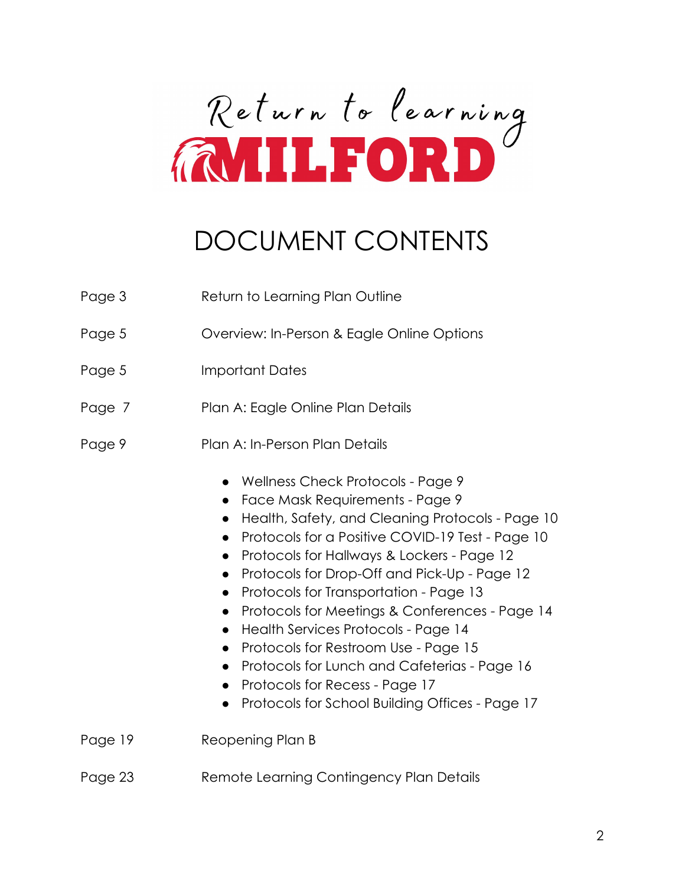Return to learning
MILFORD

# DOCUMENT CONTENTS

| | |
|---|---|
| Page 3 | Return to Learning Plan Outline |
| Page 5 | Overview: In-Person & Eagle Online Options |
| Page 5 | Important Dates |
| Page 7 | Plan A: Eagle Online Plan Details |
| Page 9 | Plan A: In-Person Plan Details |

- Wellness Check Protocols - Page 9
- Face Mask Requirements - Page 9
- Health, Safety, and Cleaning Protocols - Page 10
- Protocols for a Positive COVID-19 Test - Page 10
- Protocols for Hallways & Lockers - Page 12
- Protocols for Drop-Off and Pick-Up - Page 12
- Protocols for Transportation - Page 13
- Protocols for Meetings & Conferences - Page 14
- Health Services Protocols - Page 14
- Protocols for Restroom Use - Page 15
- Protocols for Lunch and Cafeterias - Page 16
- Protocols for Recess - Page 17
- Protocols for School Building Offices - Page 17

| | |
|---|---|
| Page 19 | Reopening Plan B |
| Page 23 | Remote Learning Contingency Plan Details |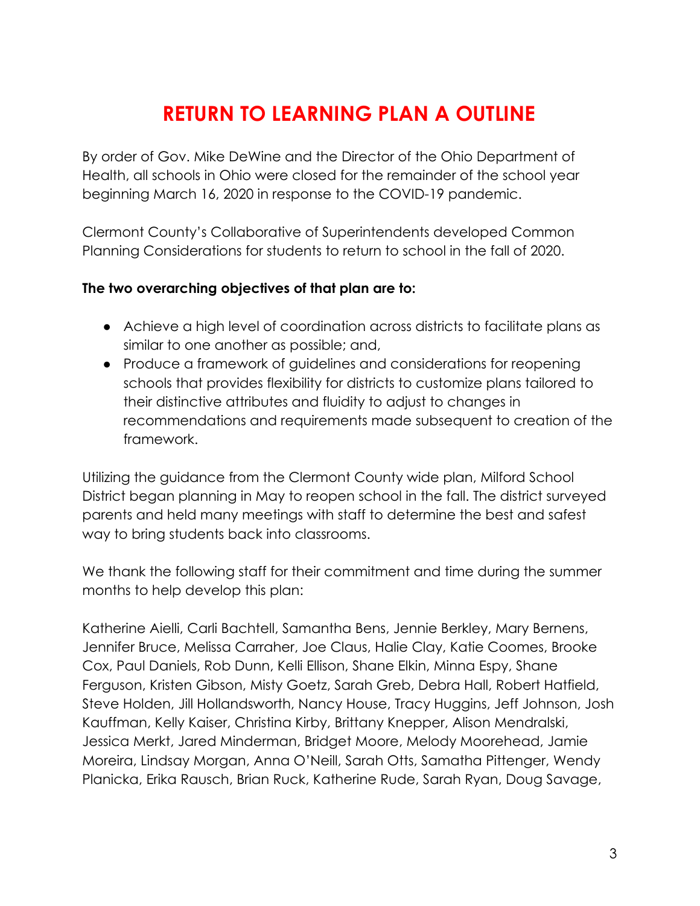# RETURN TO LEARNING PLAN A OUTLINE

By order of Gov. Mike DeWine and the Director of the Ohio Department of Health, all schools in Ohio were closed for the remainder of the school year beginning March 16, 2020 in response to the COVID-19 pandemic.

Clermont County's Collaborative of Superintendents developed Common Planning Considerations for students to return to school in the fall of 2020.

**The two overarching objectives of that plan are to:**

- Achieve a high level of coordination across districts to facilitate plans as similar to one another as possible; and,
- Produce a framework of guidelines and considerations for reopening schools that provides flexibility for districts to customize plans tailored to their distinctive attributes and fluidity to adjust to changes in recommendations and requirements made subsequent to creation of the framework.

Utilizing the guidance from the Clermont County wide plan, Milford School District began planning in May to reopen school in the fall. The district surveyed parents and held many meetings with staff to determine the best and safest way to bring students back into classrooms.

We thank the following staff for their commitment and time during the summer months to help develop this plan:

Katherine Aielli, Carli Bachtell, Samantha Bens, Jennie Berkley, Mary Bernens, Jennifer Bruce, Melissa Carraher, Joe Claus, Halie Clay, Katie Coomes, Brooke Cox, Paul Daniels, Rob Dunn, Kelli Ellison, Shane Elkin, Minna Espy, Shane Ferguson, Kristen Gibson, Misty Goetz, Sarah Greb, Debra Hall, Robert Hatfield, Steve Holden, Jill Hollandsworth, Nancy House, Tracy Huggins, Jeff Johnson, Josh Kauffman, Kelly Kaiser, Christina Kirby, Brittany Knepper, Alison Mendralski, Jessica Merkt, Jared Minderman, Bridget Moore, Melody Moorehead, Jamie Moreira, Lindsay Morgan, Anna O'Neill, Sarah Otts, Samatha Pittenger, Wendy Planicka, Erika Rausch, Brian Ruck, Katherine Rude, Sarah Ryan, Doug Savage,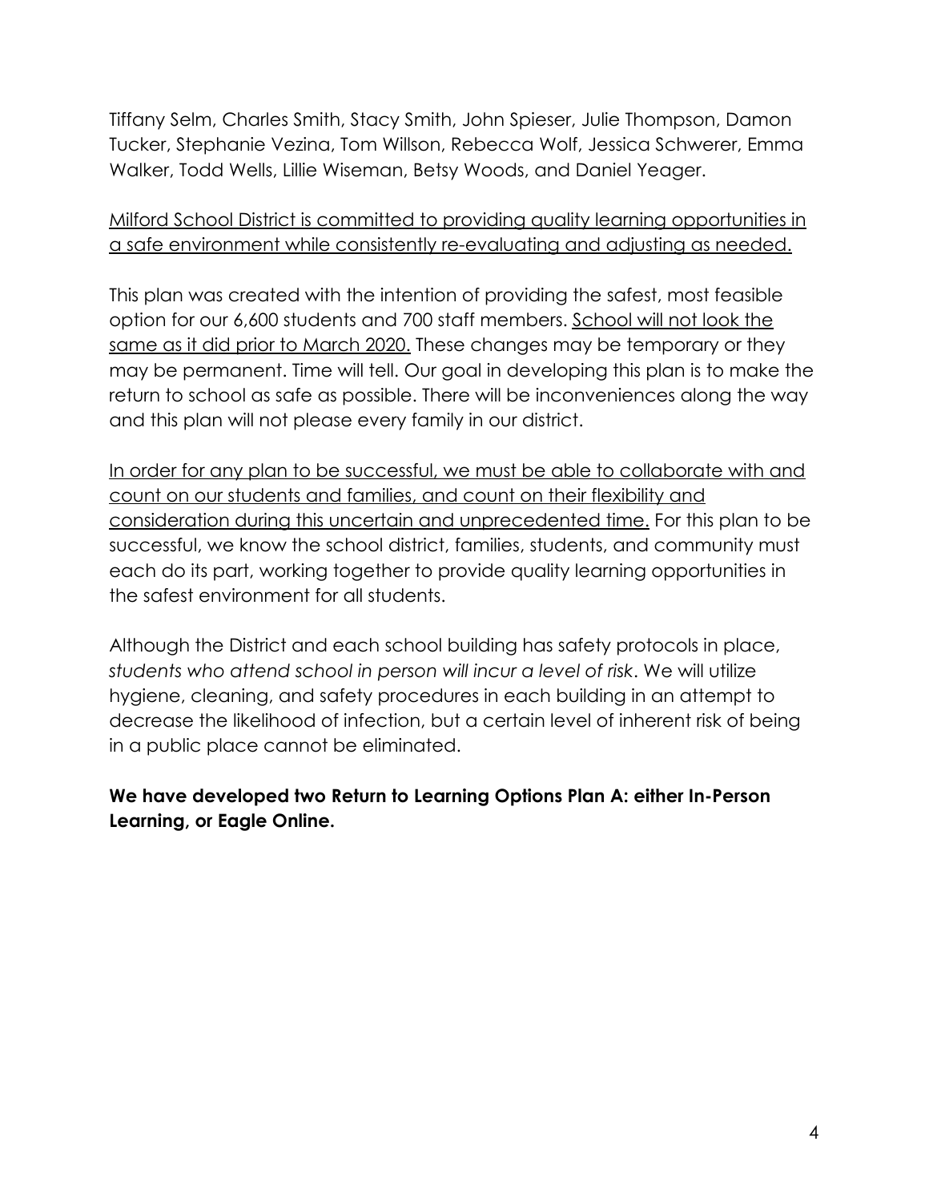Tiffany Selm, Charles Smith, Stacy Smith, John Spieser, Julie Thompson, Damon Tucker, Stephanie Vezina, Tom Willson, Rebecca Wolf, Jessica Schwerer, Emma Walker, Todd Wells, Lillie Wiseman, Betsy Woods, and Daniel Yeager.

<u>Milford School District is committed to providing quality learning opportunities in a safe environment while consistently re-evaluating and adjusting as needed.</u>

This plan was created with the intention of providing the safest, most feasible option for our 6,600 students and 700 staff members. <u>School will not look the same as it did prior to March 2020.</u> These changes may be temporary or they may be permanent. Time will tell. Our goal in developing this plan is to make the return to school as safe as possible. There will be inconveniences along the way and this plan will not please every family in our district.

<u>In order for any plan to be successful, we must be able to collaborate with and count on our students and families, and count on their flexibility and consideration during this uncertain and unprecedented time.</u> For this plan to be successful, we know the school district, families, students, and community must each do its part, working together to provide quality learning opportunities in the safest environment for all students.

Although the District and each school building has safety protocols in place, *students who attend school in person will incur a level of risk*. We will utilize hygiene, cleaning, and safety procedures in each building in an attempt to decrease the likelihood of infection, but a certain level of inherent risk of being in a public place cannot be eliminated.

**We have developed two Return to Learning Options Plan A: either In-Person Learning, or Eagle Online.**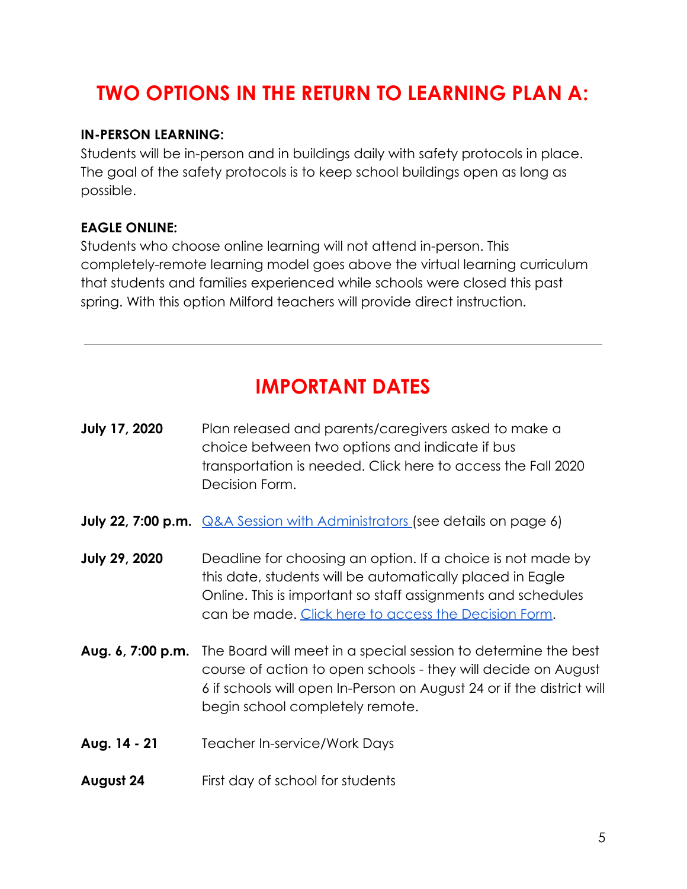# TWO OPTIONS IN THE RETURN TO LEARNING PLAN A:

**IN-PERSON LEARNING:**
Students will be in-person and in buildings daily with safety protocols in place. The goal of the safety protocols is to keep school buildings open as long as possible.

**EAGLE ONLINE:**
Students who choose online learning will not attend in-person. This completely-remote learning model goes above the virtual learning curriculum that students and families experienced while schools were closed this past spring. With this option Milford teachers will provide direct instruction.

---

# IMPORTANT DATES

| | |
|---|---|
| **July 17, 2020** | Plan released and parents/caregivers asked to make a choice between two options and indicate if bus transportation is needed. Click here to access the Fall 2020 Decision Form. |
| **July 22, 7:00 p.m.** | Q&A Session with Administrators (see details on page 6) |
| **July 29, 2020** | Deadline for choosing an option. If a choice is not made by this date, students will be automatically placed in Eagle Online. This is important so staff assignments and schedules can be made. Click here to access the Decision Form. |
| **Aug. 6, 7:00 p.m.** | The Board will meet in a special session to determine the best course of action to open schools - they will decide on August 6 if schools will open In-Person on August 24 or if the district will begin school completely remote. |
| **Aug. 14 - 21** | Teacher In-service/Work Days |
| **August 24** | First day of school for students |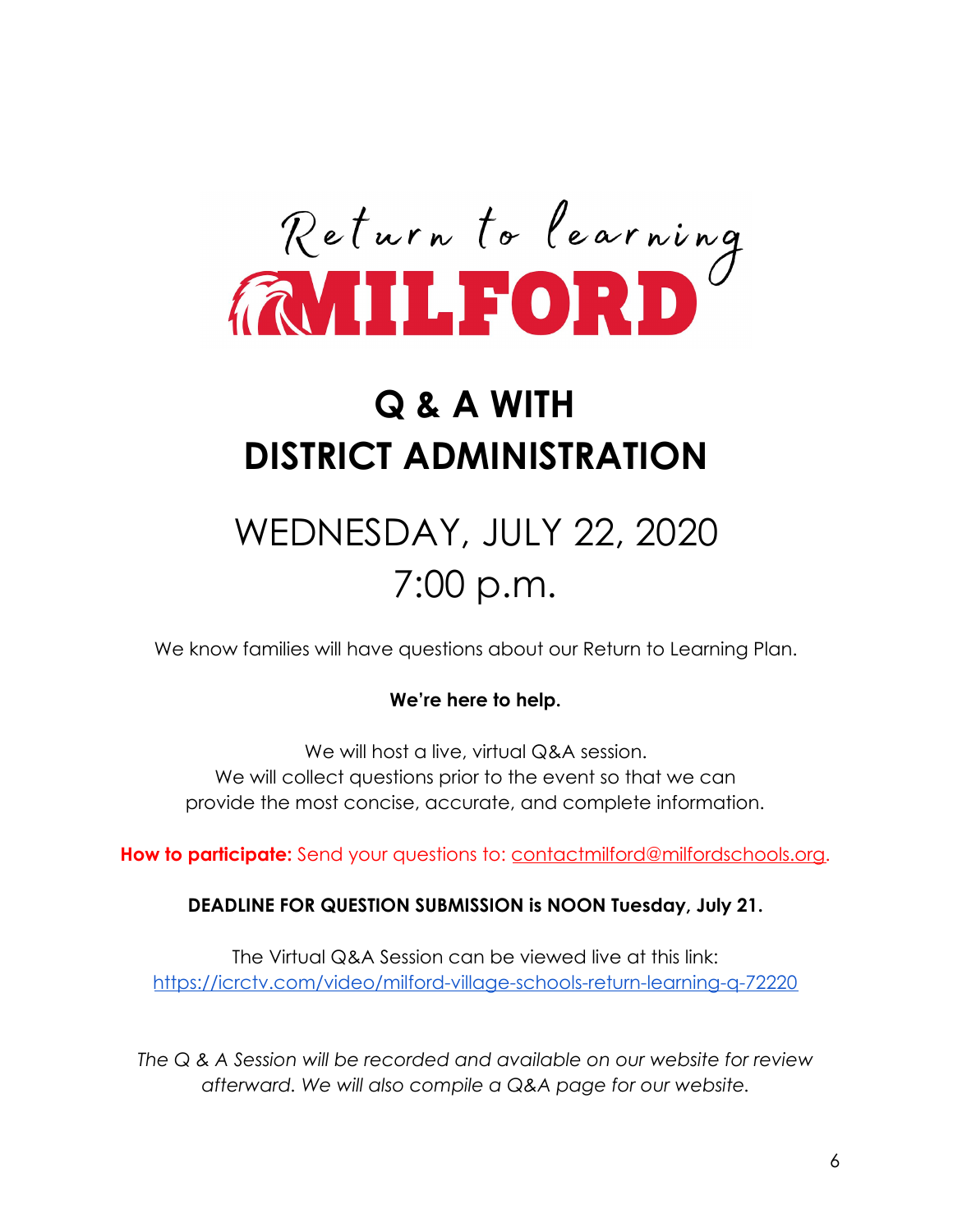Return to learning

MILFORD

# Q & A WITH DISTRICT ADMINISTRATION

## WEDNESDAY, JULY 22, 2020
## 7:00 p.m.

We know families will have questions about our Return to Learning Plan.

**We're here to help.**

We will host a live, virtual Q&A session.
We will collect questions prior to the event so that we can provide the most concise, accurate, and complete information.

**How to participate:** Send your questions to: contactmilford@milfordschools.org.

**DEADLINE FOR QUESTION SUBMISSION is NOON Tuesday, July 21.**

The Virtual Q&A Session can be viewed live at this link:
https://icrctv.com/video/milford-village-schools-return-learning-q-72220

*The Q & A Session will be recorded and available on our website for review afterward. We will also compile a Q&A page for our website.*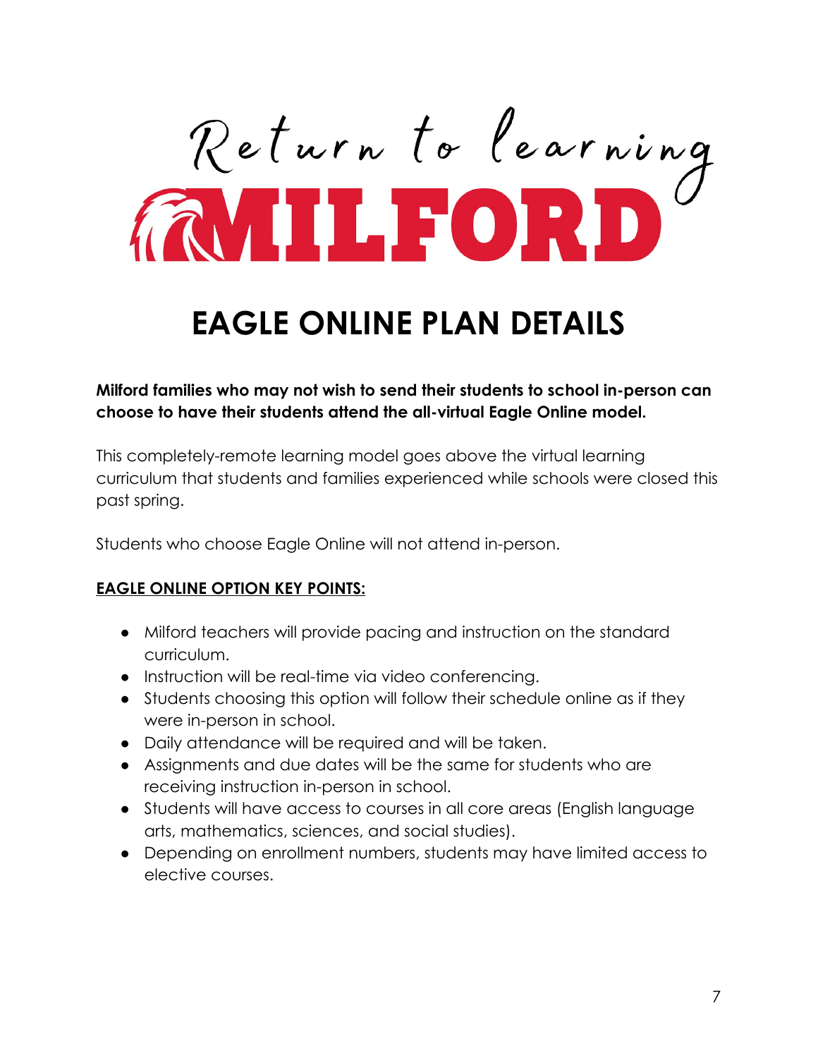Return to learning

MILFORD

# EAGLE ONLINE PLAN DETAILS

**Milford families who may not wish to send their students to school in-person can choose to have their students attend the all-virtual Eagle Online model.**

This completely-remote learning model goes above the virtual learning curriculum that students and families experienced while schools were closed this past spring.

Students who choose Eagle Online will not attend in-person.

**EAGLE ONLINE OPTION KEY POINTS:**

- Milford teachers will provide pacing and instruction on the standard curriculum.
- Instruction will be real-time via video conferencing.
- Students choosing this option will follow their schedule online as if they were in-person in school.
- Daily attendance will be required and will be taken.
- Assignments and due dates will be the same for students who are receiving instruction in-person in school.
- Students will have access to courses in all core areas (English language arts, mathematics, sciences, and social studies).
- Depending on enrollment numbers, students may have limited access to elective courses.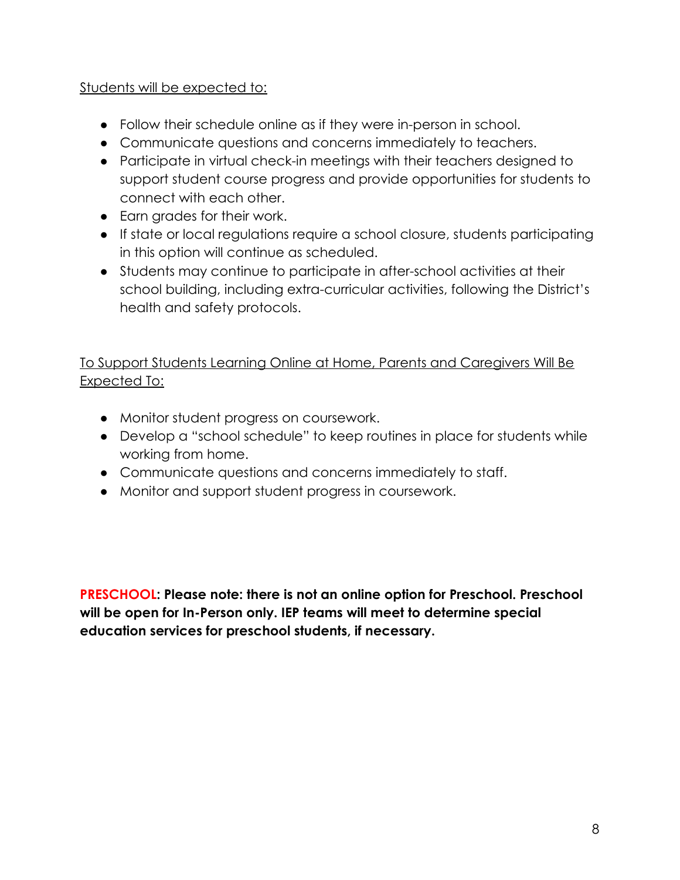Students will be expected to:

- Follow their schedule online as if they were in-person in school.
- Communicate questions and concerns immediately to teachers.
- Participate in virtual check-in meetings with their teachers designed to support student course progress and provide opportunities for students to connect with each other.
- Earn grades for their work.
- If state or local regulations require a school closure, students participating in this option will continue as scheduled.
- Students may continue to participate in after-school activities at their school building, including extra-curricular activities, following the District's health and safety protocols.

To Support Students Learning Online at Home, Parents and Caregivers Will Be Expected To:

- Monitor student progress on coursework.
- Develop a "school schedule" to keep routines in place for students while working from home.
- Communicate questions and concerns immediately to staff.
- Monitor and support student progress in coursework.

**PRESCHOOL: Please note: there is not an online option for Preschool. Preschool will be open for In-Person only. IEP teams will meet to determine special education services for preschool students, if necessary.**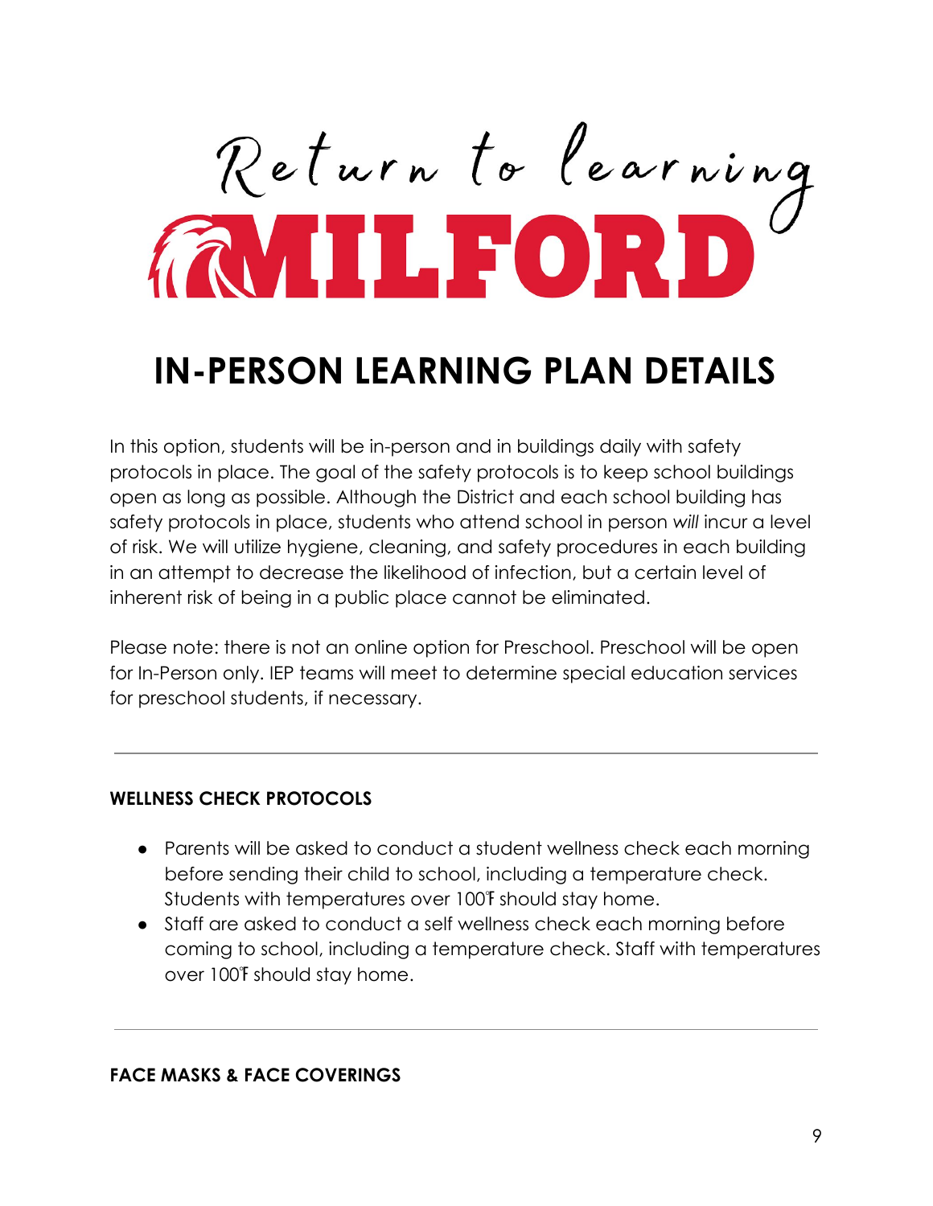Return to learning

MILFORD

# IN-PERSON LEARNING PLAN DETAILS

In this option, students will be in-person and in buildings daily with safety protocols in place. The goal of the safety protocols is to keep school buildings open as long as possible. Although the District and each school building has safety protocols in place, students who attend school in person *will* incur a level of risk. We will utilize hygiene, cleaning, and safety procedures in each building in an attempt to decrease the likelihood of infection, but a certain level of inherent risk of being in a public place cannot be eliminated.

Please note: there is not an online option for Preschool. Preschool will be open for In-Person only. IEP teams will meet to determine special education services for preschool students, if necessary.

---

### WELLNESS CHECK PROTOCOLS

- Parents will be asked to conduct a student wellness check each morning before sending their child to school, including a temperature check. Students with temperatures over 100℉ should stay home.
- Staff are asked to conduct a self wellness check each morning before coming to school, including a temperature check. Staff with temperatures over 100℉ should stay home.

---

### FACE MASKS & FACE COVERINGS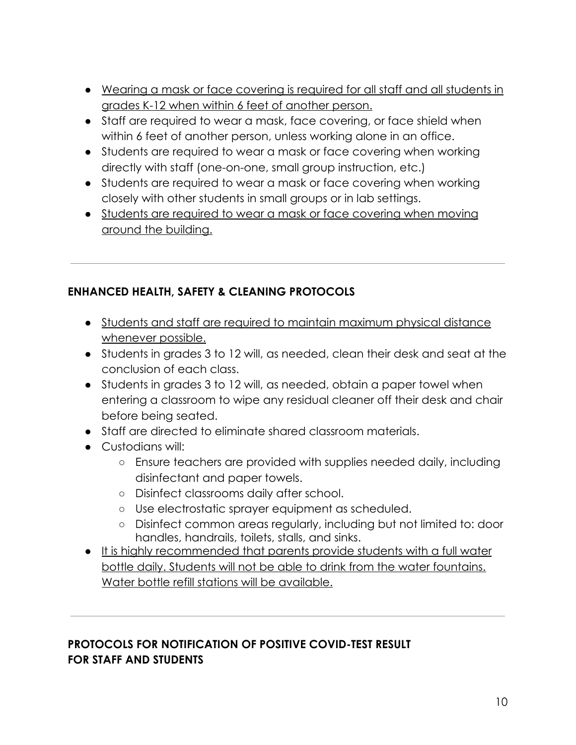- <u>Wearing a mask or face covering is required for all staff and all students in grades K-12 when within 6 feet of another person.</u>
- Staff are required to wear a mask, face covering, or face shield when within 6 feet of another person, unless working alone in an office.
- Students are required to wear a mask or face covering when working directly with staff (one-on-one, small group instruction, etc.)
- Students are required to wear a mask or face covering when working closely with other students in small groups or in lab settings.
- <u>Students are required to wear a mask or face covering when moving around the building.</u>

---

**ENHANCED HEALTH, SAFETY & CLEANING PROTOCOLS**

- <u>Students and staff are required to maintain maximum physical distance whenever possible.</u>
- Students in grades 3 to 12 will, as needed, clean their desk and seat at the conclusion of each class.
- Students in grades 3 to 12 will, as needed, obtain a paper towel when entering a classroom to wipe any residual cleaner off their desk and chair before being seated.
- Staff are directed to eliminate shared classroom materials.
- Custodians will:
  - Ensure teachers are provided with supplies needed daily, including disinfectant and paper towels.
  - Disinfect classrooms daily after school.
  - Use electrostatic sprayer equipment as scheduled.
  - Disinfect common areas regularly, including but not limited to: door handles, handrails, toilets, stalls, and sinks.
- <u>It is highly recommended that parents provide students with a full water bottle daily. Students will not be able to drink from the water fountains. Water bottle refill stations will be available.</u>

---

**PROTOCOLS FOR NOTIFICATION OF POSITIVE COVID-TEST RESULT FOR STAFF AND STUDENTS**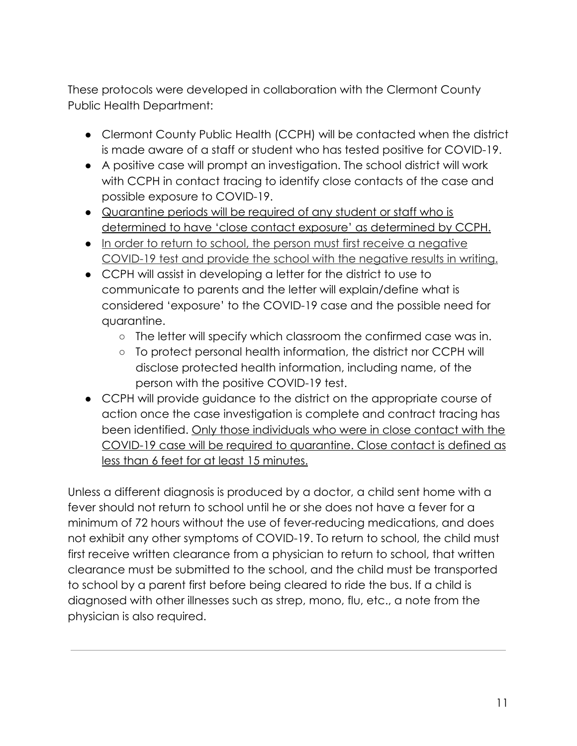These protocols were developed in collaboration with the Clermont County Public Health Department:

- Clermont County Public Health (CCPH) will be contacted when the district is made aware of a staff or student who has tested positive for COVID-19.
- A positive case will prompt an investigation. The school district will work with CCPH in contact tracing to identify close contacts of the case and possible exposure to COVID-19.
- <u>Quarantine periods will be required of any student or staff who is determined to have 'close contact exposure' as determined by CCPH.</u>
- <u>In order to return to school, the person must first receive a negative COVID-19 test and provide the school with the negative results in writing.</u>
- CCPH will assist in developing a letter for the district to use to communicate to parents and the letter will explain/define what is considered 'exposure' to the COVID-19 case and the possible need for quarantine.
    - The letter will specify which classroom the confirmed case was in.
    - To protect personal health information, the district nor CCPH will disclose protected health information, including name, of the person with the positive COVID-19 test.
- CCPH will provide guidance to the district on the appropriate course of action once the case investigation is complete and contract tracing has been identified. <u>Only those individuals who were in close contact with the COVID-19 case will be required to quarantine. Close contact is defined as less than 6 feet for at least 15 minutes.</u>

Unless a different diagnosis is produced by a doctor, a child sent home with a fever should not return to school until he or she does not have a fever for a minimum of 72 hours without the use of fever-reducing medications, and does not exhibit any other symptoms of COVID-19. To return to school, the child must first receive written clearance from a physician to return to school, that written clearance must be submitted to the school, and the child must be transported to school by a parent first before being cleared to ride the bus. If a child is diagnosed with other illnesses such as strep, mono, flu, etc., a note from the physician is also required.

---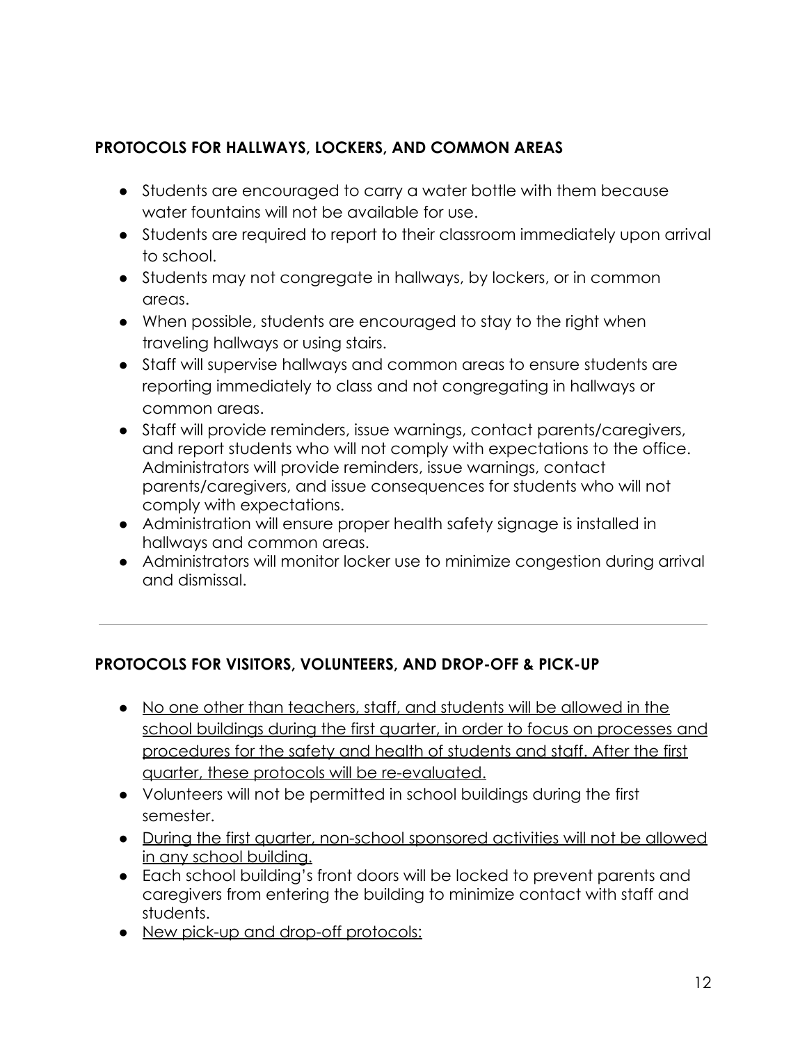## PROTOCOLS FOR HALLWAYS, LOCKERS, AND COMMON AREAS

- Students are encouraged to carry a water bottle with them because water fountains will not be available for use.
- Students are required to report to their classroom immediately upon arrival to school.
- Students may not congregate in hallways, by lockers, or in common areas.
- When possible, students are encouraged to stay to the right when traveling hallways or using stairs.
- Staff will supervise hallways and common areas to ensure students are reporting immediately to class and not congregating in hallways or common areas.
- Staff will provide reminders, issue warnings, contact parents/caregivers, and report students who will not comply with expectations to the office. Administrators will provide reminders, issue warnings, contact parents/caregivers, and issue consequences for students who will not comply with expectations.
- Administration will ensure proper health safety signage is installed in hallways and common areas.
- Administrators will monitor locker use to minimize congestion during arrival and dismissal.

---

## PROTOCOLS FOR VISITORS, VOLUNTEERS, AND DROP-OFF & PICK-UP

- <u>No one other than teachers, staff, and students will be allowed in the school buildings during the first quarter, in order to focus on processes and procedures for the safety and health of students and staff. After the first quarter, these protocols will be re-evaluated.</u>
- Volunteers will not be permitted in school buildings during the first semester.
- <u>During the first quarter, non-school sponsored activities will not be allowed in any school building.</u>
- Each school building's front doors will be locked to prevent parents and caregivers from entering the building to minimize contact with staff and students.
- <u>New pick-up and drop-off protocols:</u>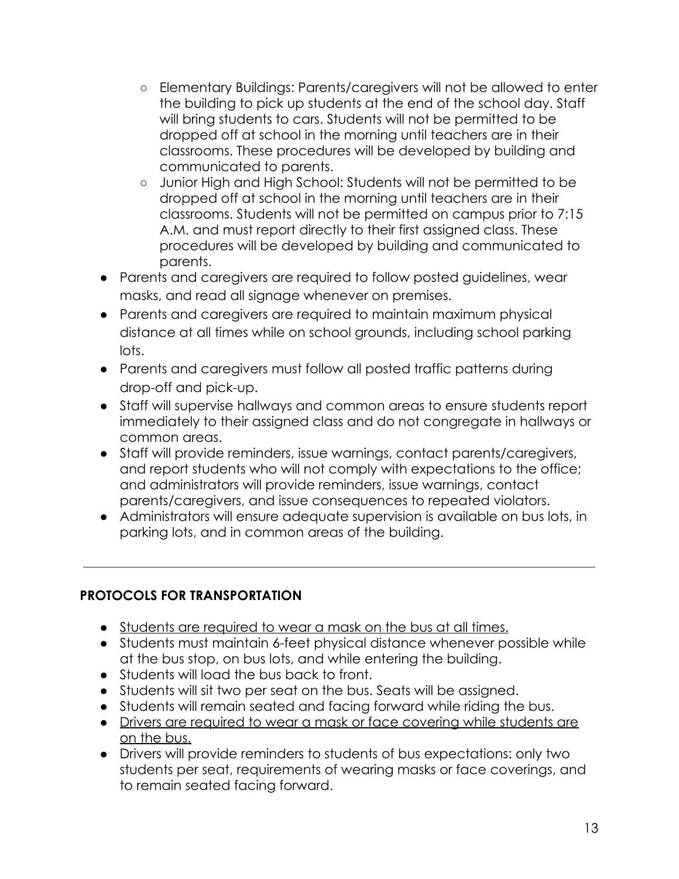- Elementary Buildings: Parents/caregivers will not be allowed to enter the building to pick up students at the end of the school day. Staff will bring students to cars. Students will not be permitted to be dropped off at school in the morning until teachers are in their classrooms. These procedures will be developed by building and communicated to parents.
    - Junior High and High School: Students will not be permitted to be dropped off at school in the morning until teachers are in their classrooms. Students will not be permitted on campus prior to 7:15 A.M. and must report directly to their first assigned class. These procedures will be developed by building and communicated to parents.
- Parents and caregivers are required to follow posted guidelines, wear masks, and read all signage whenever on premises.
- Parents and caregivers are required to maintain maximum physical distance at all times while on school grounds, including school parking lots.
- Parents and caregivers must follow all posted traffic patterns during drop-off and pick-up.
- Staff will supervise hallways and common areas to ensure students report immediately to their assigned class and do not congregate in hallways or common areas.
- Staff will provide reminders, issue warnings, contact parents/caregivers, and report students who will not comply with expectations to the office; and administrators will provide reminders, issue warnings, contact parents/caregivers, and issue consequences to repeated violators.
- Administrators will ensure adequate supervision is available on bus lots, in parking lots, and in common areas of the building.

---

**PROTOCOLS FOR TRANSPORTATION**

- <u>Students are required to wear a mask on the bus at all times.</u>
- Students must maintain 6-feet physical distance whenever possible while at the bus stop, on bus lots, and while entering the building.
- Students will load the bus back to front.
- Students will sit two per seat on the bus. Seats will be assigned.
- Students will remain seated and facing forward while riding the bus.
- <u>Drivers are required to wear a mask or face covering while students are on the bus.</u>
- Drivers will provide reminders to students of bus expectations: only two students per seat, requirements of wearing masks or face coverings, and to remain seated facing forward.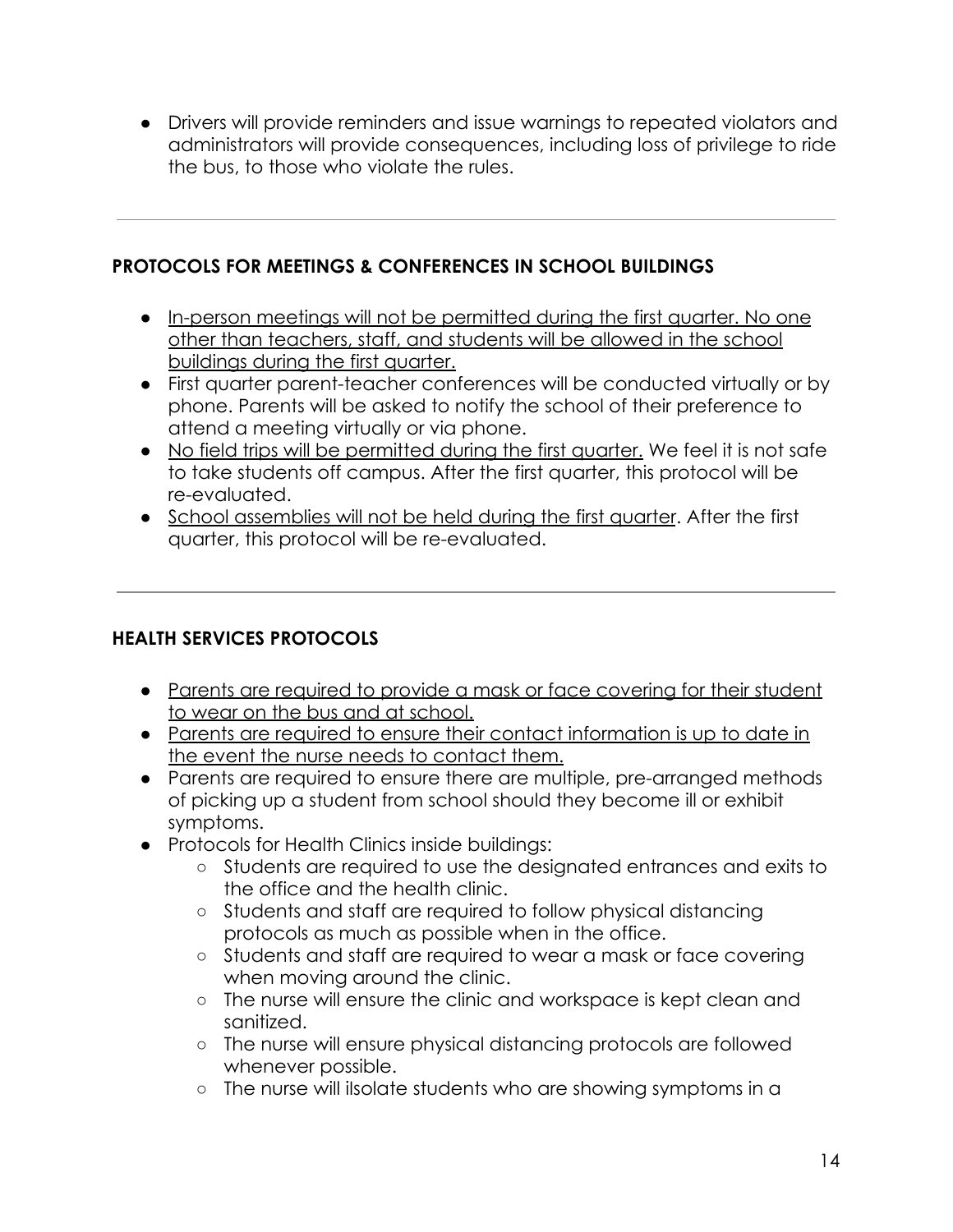- Drivers will provide reminders and issue warnings to repeated violators and administrators will provide consequences, including loss of privilege to ride the bus, to those who violate the rules.

---

## PROTOCOLS FOR MEETINGS & CONFERENCES IN SCHOOL BUILDINGS

- <u>In-person meetings will not be permitted during the first quarter. No one other than teachers, staff, and students will be allowed in the school buildings during the first quarter.</u>
- First quarter parent-teacher conferences will be conducted virtually or by phone. Parents will be asked to notify the school of their preference to attend a meeting virtually or via phone.
- <u>No field trips will be permitted during the first quarter.</u> We feel it is not safe to take students off campus. After the first quarter, this protocol will be re-evaluated.
- <u>School assemblies will not be held during the first quarter</u>. After the first quarter, this protocol will be re-evaluated.

---

## HEALTH SERVICES PROTOCOLS

- <u>Parents are required to provide a mask or face covering for their student to wear on the bus and at school.</u>
- <u>Parents are required to ensure their contact information is up to date in the event the nurse needs to contact them.</u>
- Parents are required to ensure there are multiple, pre-arranged methods of picking up a student from school should they become ill or exhibit symptoms.
- Protocols for Health Clinics inside buildings:
    - Students are required to use the designated entrances and exits to the office and the health clinic.
    - Students and staff are required to follow physical distancing protocols as much as possible when in the office.
    - Students and staff are required to wear a mask or face covering when moving around the clinic.
    - The nurse will ensure the clinic and workspace is kept clean and sanitized.
    - The nurse will ensure physical distancing protocols are followed whenever possible.
    - The nurse will iIsolate students who are showing symptoms in a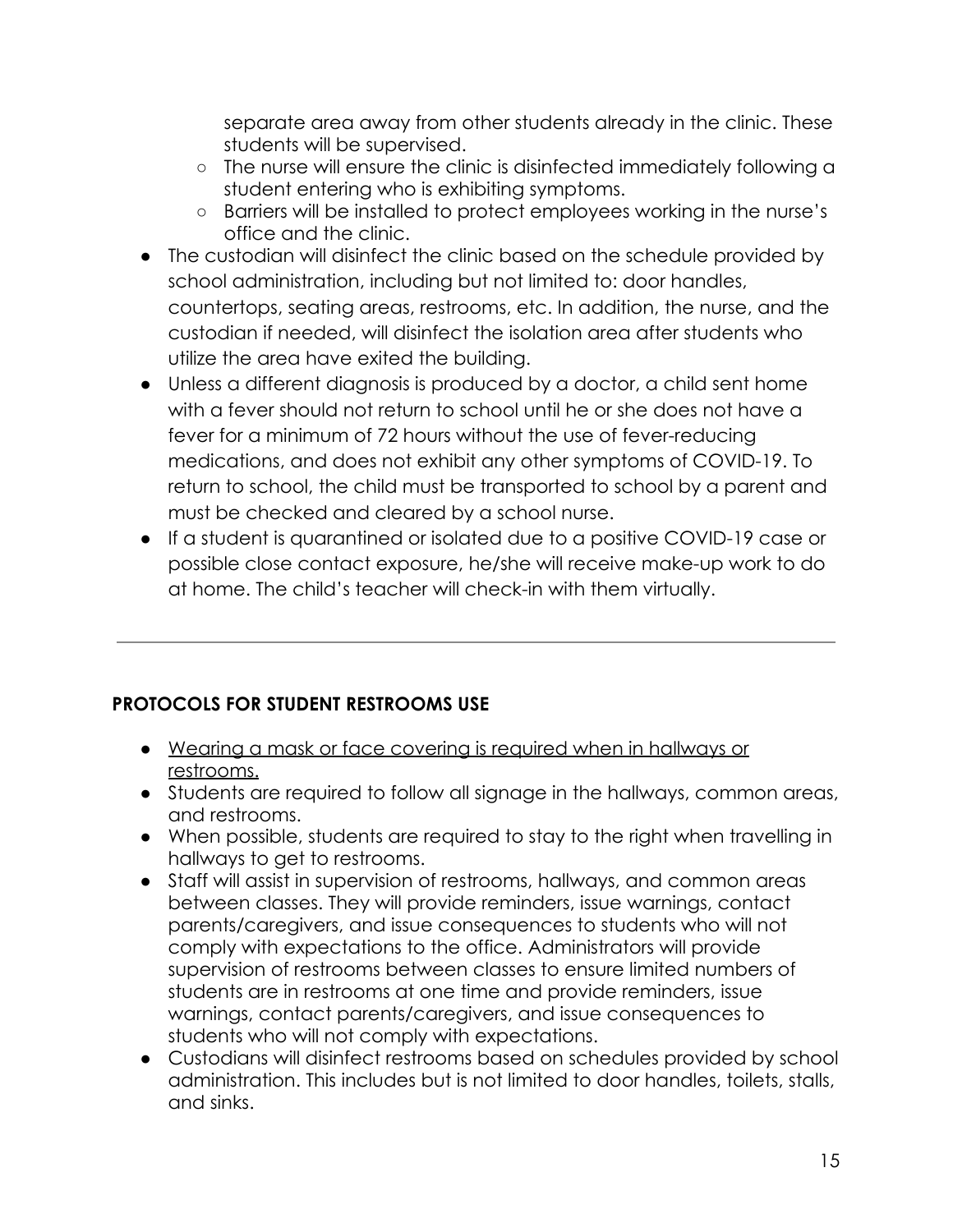separate area away from other students already in the clinic. These students will be supervised.
  - The nurse will ensure the clinic is disinfected immediately following a student entering who is exhibiting symptoms.
  - Barriers will be installed to protect employees working in the nurse's office and the clinic.
- The custodian will disinfect the clinic based on the schedule provided by school administration, including but not limited to: door handles, countertops, seating areas, restrooms, etc. In addition, the nurse, and the custodian if needed, will disinfect the isolation area after students who utilize the area have exited the building.
- Unless a different diagnosis is produced by a doctor, a child sent home with a fever should not return to school until he or she does not have a fever for a minimum of 72 hours without the use of fever-reducing medications, and does not exhibit any other symptoms of COVID-19. To return to school, the child must be transported to school by a parent and must be checked and cleared by a school nurse.
- If a student is quarantined or isolated due to a positive COVID-19 case or possible close contact exposure, he/she will receive make-up work to do at home. The child's teacher will check-in with them virtually.

---

**PROTOCOLS FOR STUDENT RESTROOMS USE**

- <u>Wearing a mask or face covering is required when in hallways or restrooms.</u>
- Students are required to follow all signage in the hallways, common areas, and restrooms.
- When possible, students are required to stay to the right when travelling in hallways to get to restrooms.
- Staff will assist in supervision of restrooms, hallways, and common areas between classes. They will provide reminders, issue warnings, contact parents/caregivers, and issue consequences to students who will not comply with expectations to the office. Administrators will provide supervision of restrooms between classes to ensure limited numbers of students are in restrooms at one time and provide reminders, issue warnings, contact parents/caregivers, and issue consequences to students who will not comply with expectations.
- Custodians will disinfect restrooms based on schedules provided by school administration. This includes but is not limited to door handles, toilets, stalls, and sinks.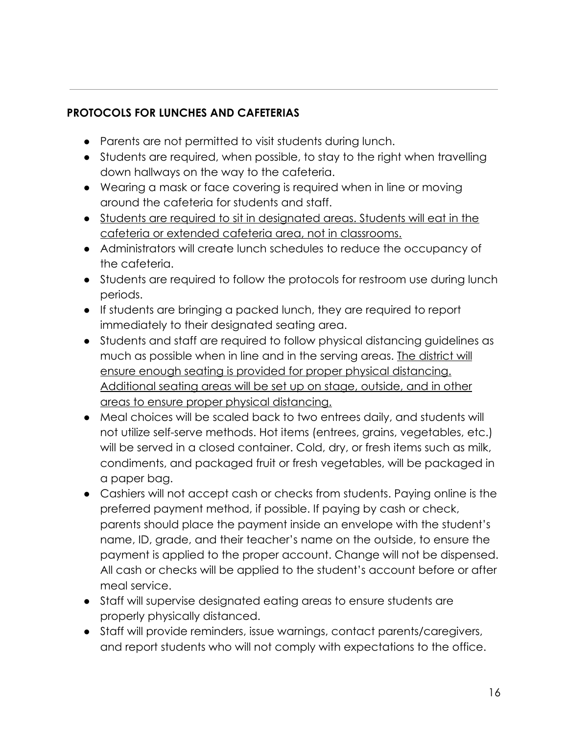## PROTOCOLS FOR LUNCHES AND CAFETERIAS

- Parents are not permitted to visit students during lunch.
- Students are required, when possible, to stay to the right when travelling down hallways on the way to the cafeteria.
- Wearing a mask or face covering is required when in line or moving around the cafeteria for students and staff.
- <u>Students are required to sit in designated areas. Students will eat in the cafeteria or extended cafeteria area, not in classrooms.</u>
- Administrators will create lunch schedules to reduce the occupancy of the cafeteria.
- Students are required to follow the protocols for restroom use during lunch periods.
- If students are bringing a packed lunch, they are required to report immediately to their designated seating area.
- Students and staff are required to follow physical distancing guidelines as much as possible when in line and in the serving areas. <u>The district will ensure enough seating is provided for proper physical distancing. Additional seating areas will be set up on stage, outside, and in other areas to ensure proper physical distancing.</u>
- Meal choices will be scaled back to two entrees daily, and students will not utilize self-serve methods. Hot items (entrees, grains, vegetables, etc.) will be served in a closed container. Cold, dry, or fresh items such as milk, condiments, and packaged fruit or fresh vegetables, will be packaged in a paper bag.
- Cashiers will not accept cash or checks from students. Paying online is the preferred payment method, if possible. If paying by cash or check, parents should place the payment inside an envelope with the student's name, ID, grade, and their teacher's name on the outside, to ensure the payment is applied to the proper account. Change will not be dispensed. All cash or checks will be applied to the student's account before or after meal service.
- Staff will supervise designated eating areas to ensure students are properly physically distanced.
- Staff will provide reminders, issue warnings, contact parents/caregivers, and report students who will not comply with expectations to the office.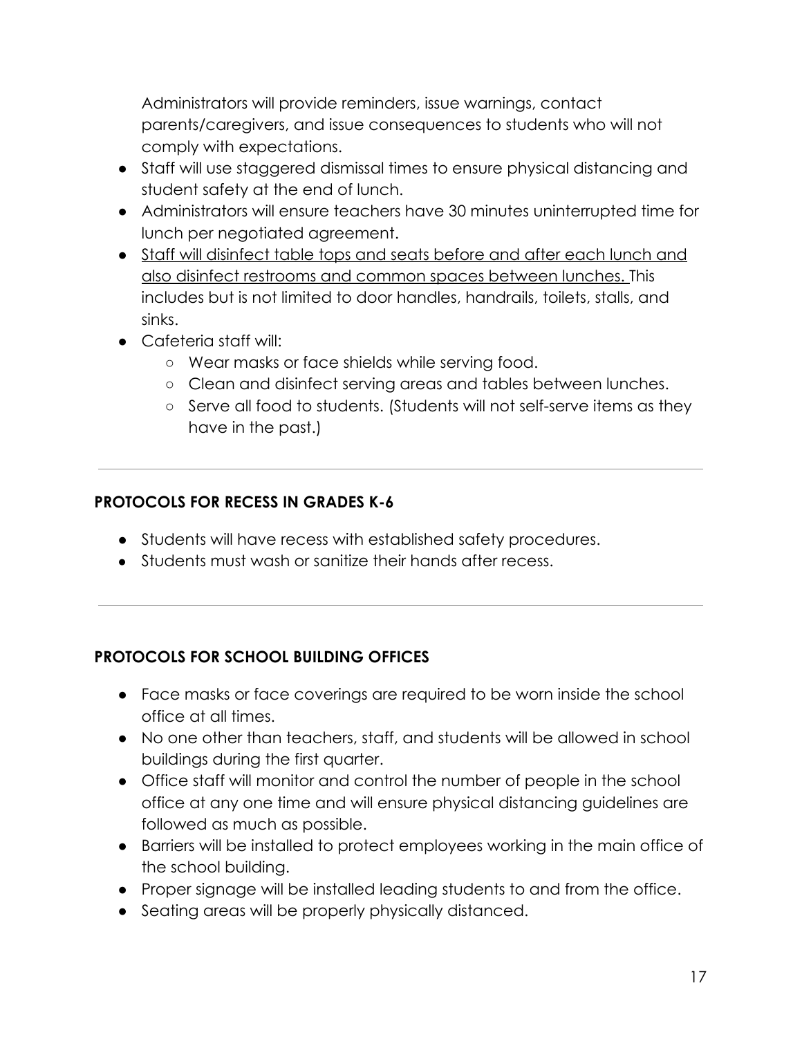Administrators will provide reminders, issue warnings, contact parents/caregivers, and issue consequences to students who will not comply with expectations.

- Staff will use staggered dismissal times to ensure physical distancing and student safety at the end of lunch.
- Administrators will ensure teachers have 30 minutes uninterrupted time for lunch per negotiated agreement.
- <u>Staff will disinfect table tops and seats before and after each lunch and also disinfect restrooms and common spaces between lunches.</u> This includes but is not limited to door handles, handrails, toilets, stalls, and sinks.
- Cafeteria staff will:
  - Wear masks or face shields while serving food.
  - Clean and disinfect serving areas and tables between lunches.
  - Serve all food to students. (Students will not self-serve items as they have in the past.)

---

**PROTOCOLS FOR RECESS IN GRADES K-6**

- Students will have recess with established safety procedures.
- Students must wash or sanitize their hands after recess.

---

**PROTOCOLS FOR SCHOOL BUILDING OFFICES**

- Face masks or face coverings are required to be worn inside the school office at all times.
- No one other than teachers, staff, and students will be allowed in school buildings during the first quarter.
- Office staff will monitor and control the number of people in the school office at any one time and will ensure physical distancing guidelines are followed as much as possible.
- Barriers will be installed to protect employees working in the main office of the school building.
- Proper signage will be installed leading students to and from the office.
- Seating areas will be properly physically distanced.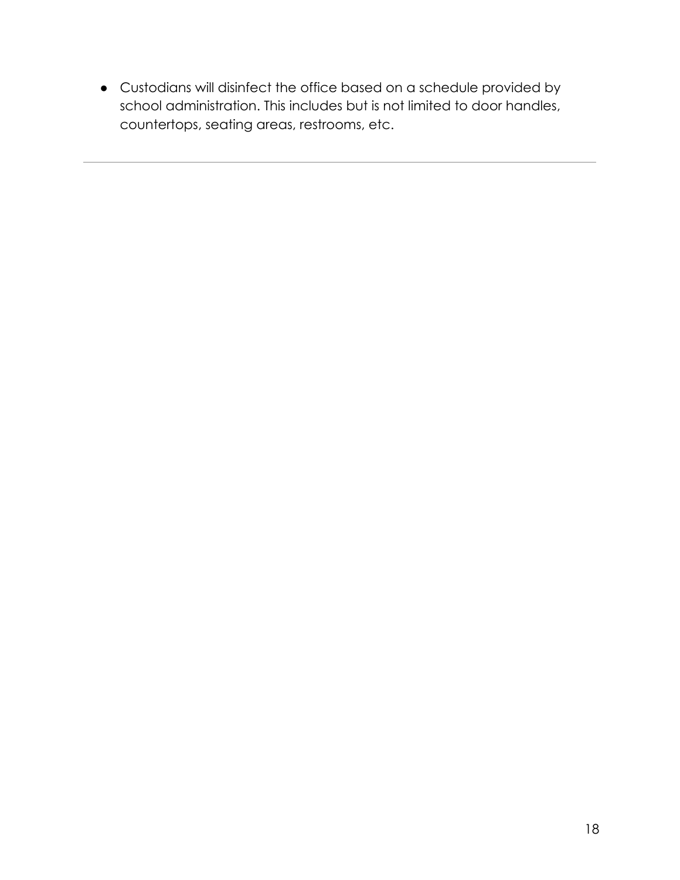- Custodians will disinfect the office based on a schedule provided by school administration. This includes but is not limited to door handles, countertops, seating areas, restrooms, etc.

---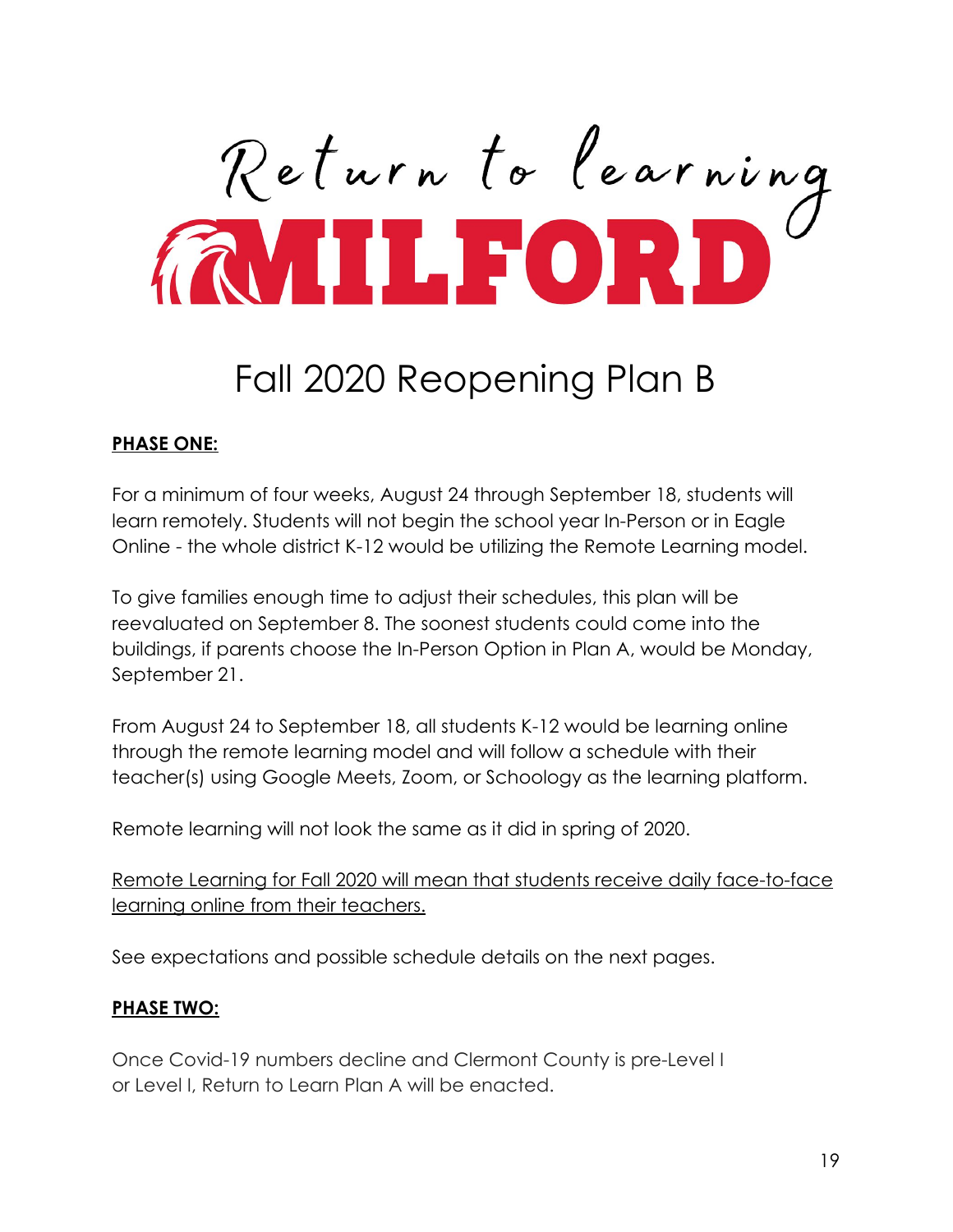Return to learning

MILFORD

# Fall 2020 Reopening Plan B

**PHASE ONE:**

For a minimum of four weeks, August 24 through September 18, students will learn remotely. Students will not begin the school year In-Person or in Eagle Online - the whole district K-12 would be utilizing the Remote Learning model.

To give families enough time to adjust their schedules, this plan will be reevaluated on September 8. The soonest students could come into the buildings, if parents choose the In-Person Option in Plan A, would be Monday, September 21.

From August 24 to September 18, all students K-12 would be learning online through the remote learning model and will follow a schedule with their teacher(s) using Google Meets, Zoom, or Schoology as the learning platform.

Remote learning will not look the same as it did in spring of 2020.

Remote Learning for Fall 2020 will mean that students receive daily face-to-face learning online from their teachers.

See expectations and possible schedule details on the next pages.

**PHASE TWO:**

Once Covid-19 numbers decline and Clermont County is pre-Level I or Level I, Return to Learn Plan A will be enacted.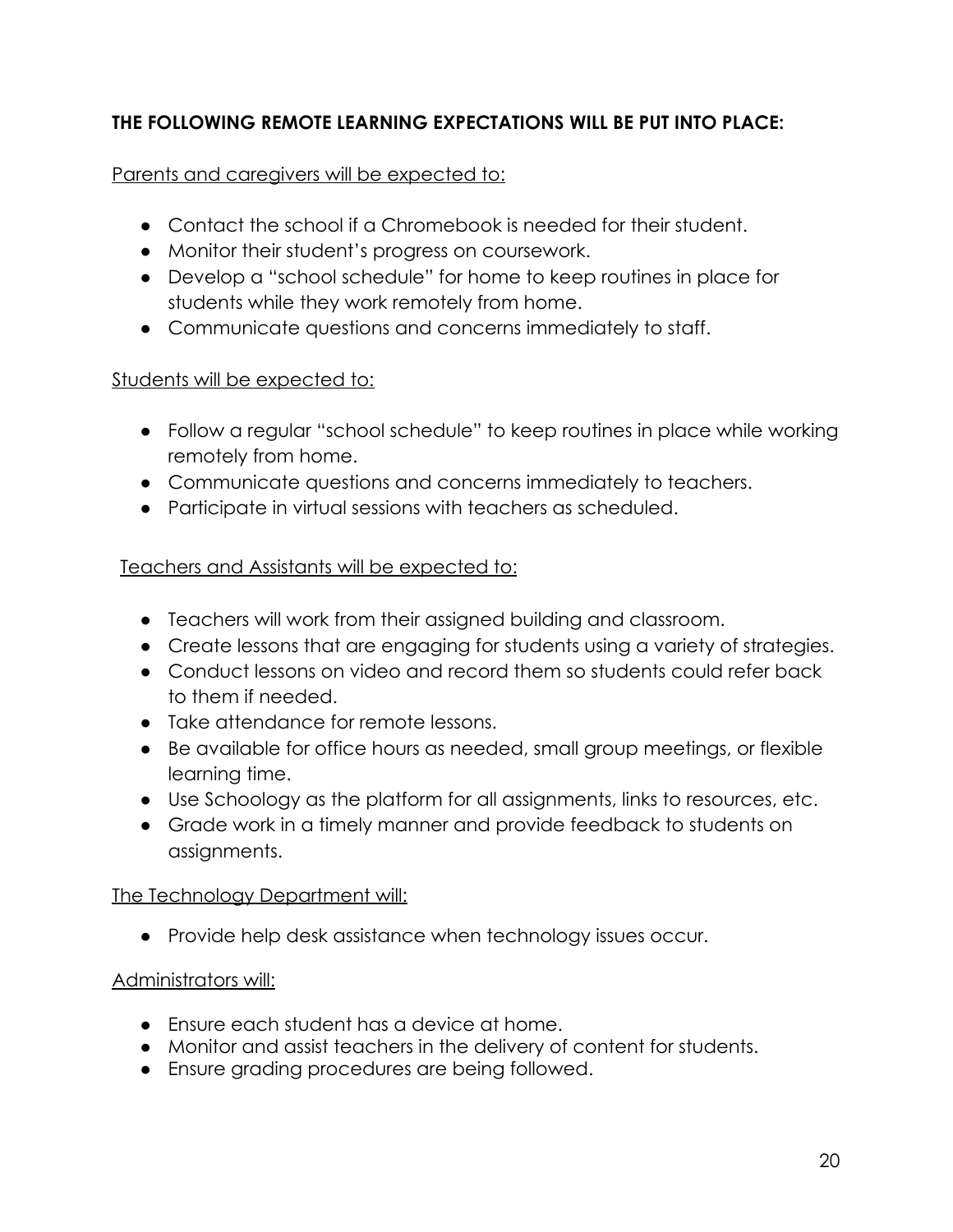**THE FOLLOWING REMOTE LEARNING EXPECTATIONS WILL BE PUT INTO PLACE:**

Parents and caregivers will be expected to:

- Contact the school if a Chromebook is needed for their student.
- Monitor their student's progress on coursework.
- Develop a "school schedule" for home to keep routines in place for students while they work remotely from home.
- Communicate questions and concerns immediately to staff.

Students will be expected to:

- Follow a regular "school schedule" to keep routines in place while working remotely from home.
- Communicate questions and concerns immediately to teachers.
- Participate in virtual sessions with teachers as scheduled.

Teachers and Assistants will be expected to:

- Teachers will work from their assigned building and classroom.
- Create lessons that are engaging for students using a variety of strategies.
- Conduct lessons on video and record them so students could refer back to them if needed.
- Take attendance for remote lessons.
- Be available for office hours as needed, small group meetings, or flexible learning time.
- Use Schoology as the platform for all assignments, links to resources, etc.
- Grade work in a timely manner and provide feedback to students on assignments.

The Technology Department will:

- Provide help desk assistance when technology issues occur.

Administrators will:

- Ensure each student has a device at home.
- Monitor and assist teachers in the delivery of content for students.
- Ensure grading procedures are being followed.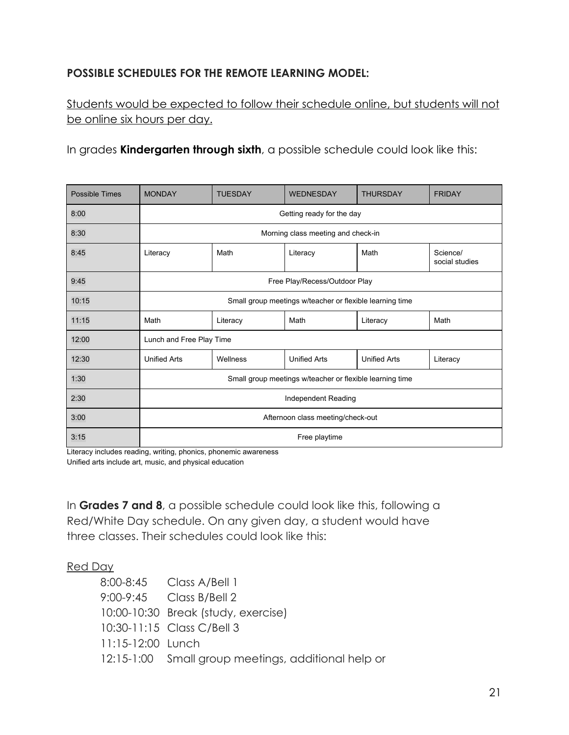**POSSIBLE SCHEDULES FOR THE REMOTE LEARNING MODEL:**

Students would be expected to follow their schedule online, but students will not be online six hours per day.

In grades **Kindergarten through sixth**, a possible schedule could look like this:

| Possible Times | MONDAY | TUESDAY | WEDNESDAY | THURSDAY | FRIDAY |
|---|---|---|---|---|---|
| 8:00 | Getting ready for the day | | | | |
| 8:30 | Morning class meeting and check-in | | | | |
| 8:45 | Literacy | Math | Literacy | Math | Science/ social studies |
| 9:45 | Free Play/Recess/Outdoor Play | | | | |
| 10:15 | Small group meetings w/teacher or flexible learning time | | | | |
| 11:15 | Math | Literacy | Math | Literacy | Math |
| 12:00 | Lunch and Free Play Time | | | | |
| 12:30 | Unified Arts | Wellness | Unified Arts | Unified Arts | Literacy |
| 1:30 | Small group meetings w/teacher or flexible learning time | | | | |
| 2:30 | Independent Reading | | | | |
| 3:00 | Afternoon class meeting/check-out | | | | |
| 3:15 | Free playtime | | | | |

Literacy includes reading, writing, phonics, phonemic awareness
Unified arts include art, music, and physical education

In **Grades 7 and 8**, a possible schedule could look like this, following a Red/White Day schedule. On any given day, a student would have three classes. Their schedules could look like this:

Red Day

- 8:00-8:45 Class A/Bell 1
- 9:00-9:45 Class B/Bell 2
- 10:00-10:30 Break (study, exercise)
- 10:30-11:15 Class C/Bell 3
- 11:15-12:00 Lunch
- 12:15-1:00 Small group meetings, additional help or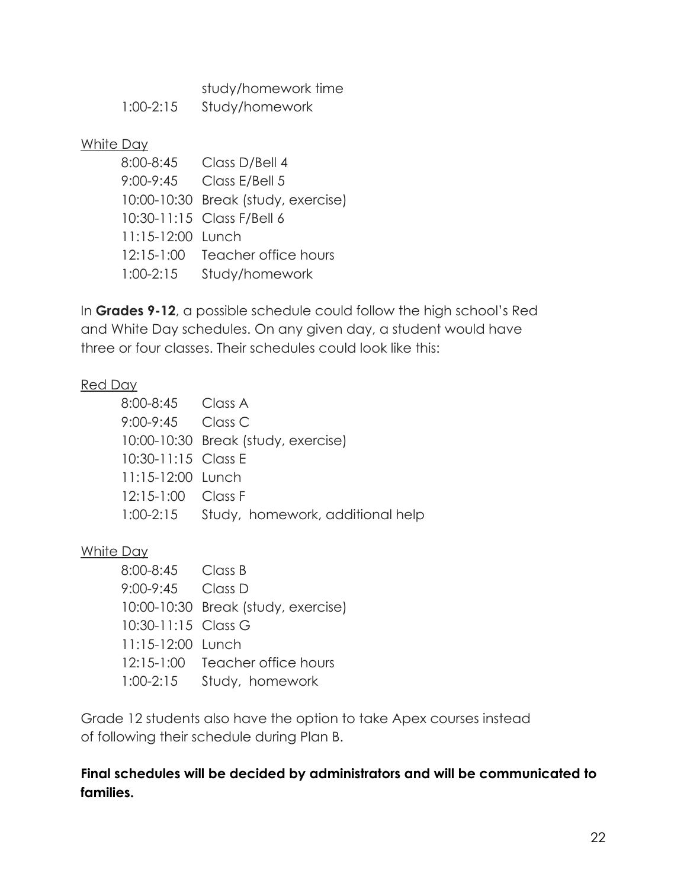study/homework time
1:00-2:15 Study/homework

<u>White Day</u>

| | |
|---|---|
| 8:00-8:45 | Class D/Bell 4 |
| 9:00-9:45 | Class E/Bell 5 |
| 10:00-10:30 | Break (study, exercise) |
| 10:30-11:15 | Class F/Bell 6 |
| 11:15-12:00 | Lunch |
| 12:15-1:00 | Teacher office hours |
| 1:00-2:15 | Study/homework |

In **Grades 9-12**, a possible schedule could follow the high school's Red and White Day schedules. On any given day, a student would have three or four classes. Their schedules could look like this:

<u>Red Day</u>

| | |
|---|---|
| 8:00-8:45 | Class A |
| 9:00-9:45 | Class C |
| 10:00-10:30 | Break (study, exercise) |
| 10:30-11:15 | Class E |
| 11:15-12:00 | Lunch |
| 12:15-1:00 | Class F |
| 1:00-2:15 | Study, homework, additional help |

<u>White Day</u>

| | |
|---|---|
| 8:00-8:45 | Class B |
| 9:00-9:45 | Class D |
| 10:00-10:30 | Break (study, exercise) |
| 10:30-11:15 | Class G |
| 11:15-12:00 | Lunch |
| 12:15-1:00 | Teacher office hours |
| 1:00-2:15 | Study, homework |

Grade 12 students also have the option to take Apex courses instead of following their schedule during Plan B.

**Final schedules will be decided by administrators and will be communicated to families.**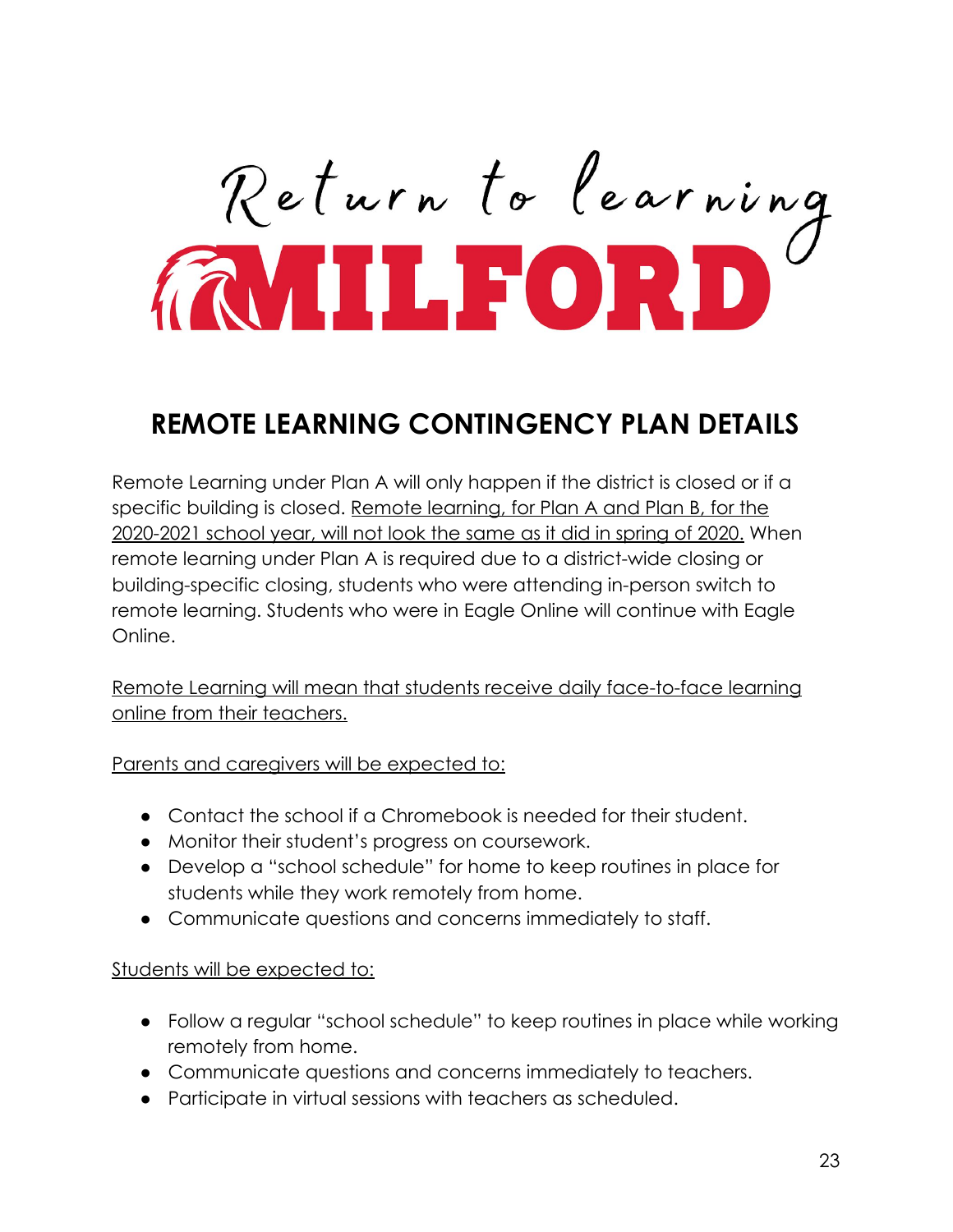Return to learning

MILFORD

## REMOTE LEARNING CONTINGENCY PLAN DETAILS

Remote Learning under Plan A will only happen if the district is closed or if a specific building is closed. Remote learning, for Plan A and Plan B, for the 2020-2021 school year, will not look the same as it did in spring of 2020. When remote learning under Plan A is required due to a district-wide closing or building-specific closing, students who were attending in-person switch to remote learning. Students who were in Eagle Online will continue with Eagle Online.

Remote Learning will mean that students receive daily face-to-face learning online from their teachers.

Parents and caregivers will be expected to:

- Contact the school if a Chromebook is needed for their student.
- Monitor their student's progress on coursework.
- Develop a "school schedule" for home to keep routines in place for students while they work remotely from home.
- Communicate questions and concerns immediately to staff.

Students will be expected to:

- Follow a regular "school schedule" to keep routines in place while working remotely from home.
- Communicate questions and concerns immediately to teachers.
- Participate in virtual sessions with teachers as scheduled.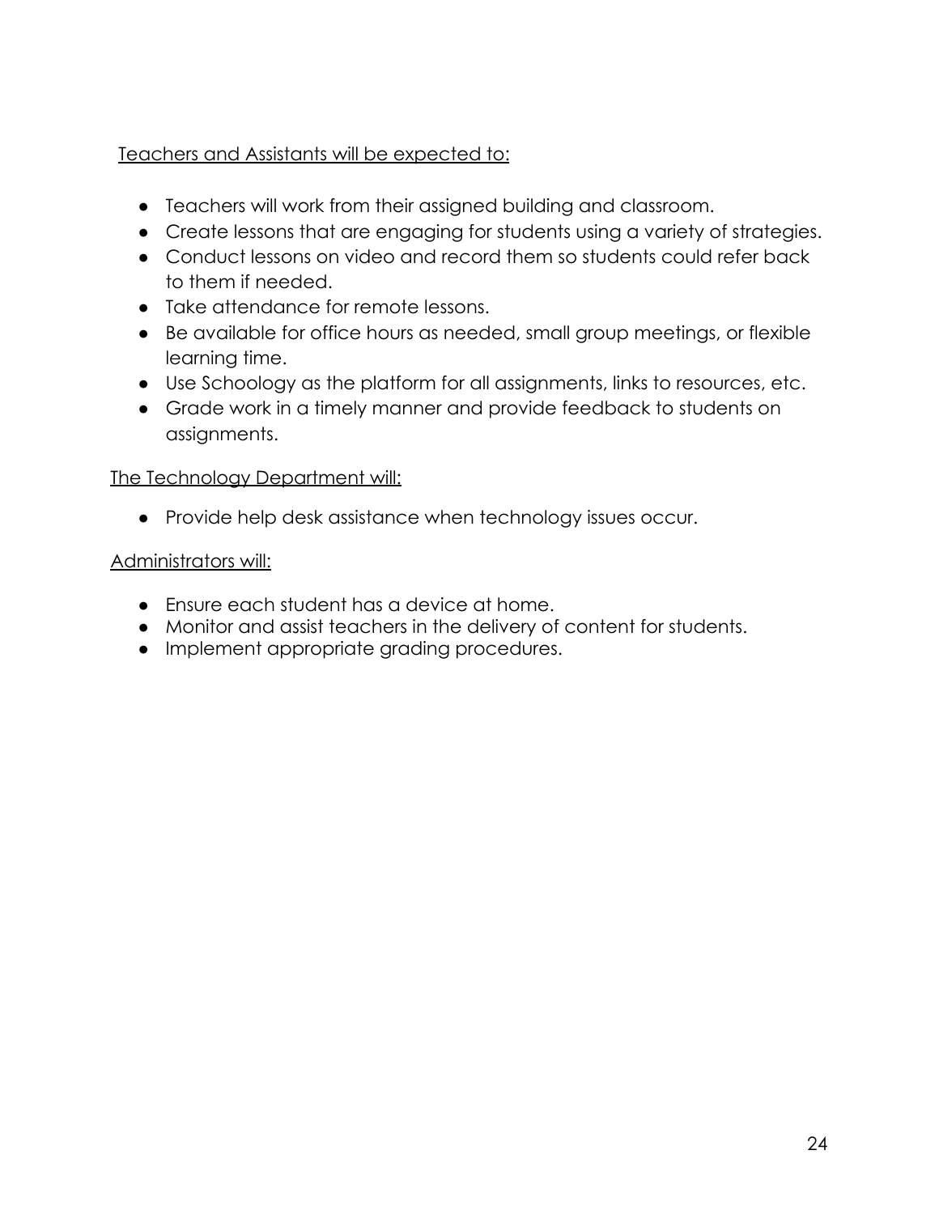Teachers and Assistants will be expected to:

- Teachers will work from their assigned building and classroom.
- Create lessons that are engaging for students using a variety of strategies.
- Conduct lessons on video and record them so students could refer back to them if needed.
- Take attendance for remote lessons.
- Be available for office hours as needed, small group meetings, or flexible learning time.
- Use Schoology as the platform for all assignments, links to resources, etc.
- Grade work in a timely manner and provide feedback to students on assignments.

The Technology Department will:

- Provide help desk assistance when technology issues occur.

Administrators will:

- Ensure each student has a device at home.
- Monitor and assist teachers in the delivery of content for students.
- Implement appropriate grading procedures.